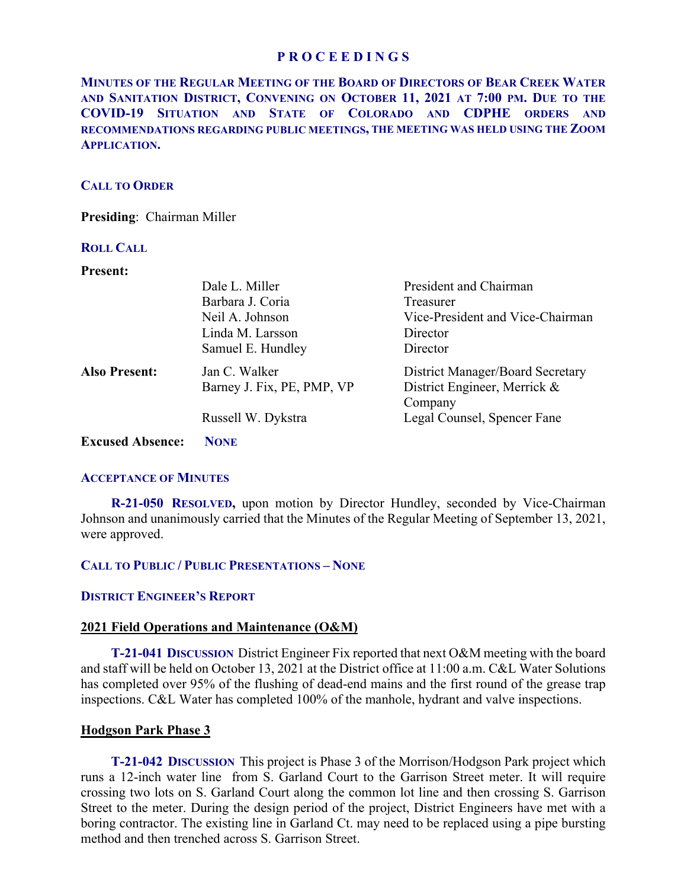# PROCEEDINGS

**MINUTES OF THE REGULAR MEETING OF THE BOARD OF DIRECTORS OF BEAR CREEK WATER AND SANITATION DISTRICT, CONVENING ON OCTOBER 11, 2021 AT 7:00 PM. DUE TO THE COVID-19 SITUATION AND STATE OF COLORADO AND CDPHE ORDERS AND RECOMMENDATIONS REGARDING PUBLIC MEETINGS, THE MEETING WAS HELD USING THE ZOOM APPLICATION.**

## CALL TO ORDER

**Presiding**: Chairman Miller

## ROLL CALL

| | | |
|---|---|---|
| **Present:** | Dale L. Miller | President and Chairman |
| | Barbara J. Coria | Treasurer |
| | Neil A. Johnson | Vice-President and Vice-Chairman |
| | Linda M. Larsson | Director |
| | Samuel E. Hundley | Director |
| **Also Present:** | Jan C. Walker | District Manager/Board Secretary |
| | Barney J. Fix, PE, PMP, VP | District Engineer, Merrick & Company |
| | Russell W. Dykstra | Legal Counsel, Spencer Fane |

**Excused Absence:** **NONE**

## ACCEPTANCE OF MINUTES

**R-21-050 RESOLVED,** upon motion by Director Hundley, seconded by Vice-Chairman Johnson and unanimously carried that the Minutes of the Regular Meeting of September 13, 2021, were approved.

## CALL TO PUBLIC / PUBLIC PRESENTATIONS – NONE

## DISTRICT ENGINEER'S REPORT

### 2021 Field Operations and Maintenance (O&M)

**T-21-041 DISCUSSION** District Engineer Fix reported that next O&M meeting with the board and staff will be held on October 13, 2021 at the District office at 11:00 a.m. C&L Water Solutions has completed over 95% of the flushing of dead-end mains and the first round of the grease trap inspections. C&L Water has completed 100% of the manhole, hydrant and valve inspections.

### Hodgson Park Phase 3

**T-21-042 DISCUSSION** This project is Phase 3 of the Morrison/Hodgson Park project which runs a 12-inch water line from S. Garland Court to the Garrison Street meter. It will require crossing two lots on S. Garland Court along the common lot line and then crossing S. Garrison Street to the meter. During the design period of the project, District Engineers have met with a boring contractor. The existing line in Garland Ct. may need to be replaced using a pipe bursting method and then trenched across S. Garrison Street.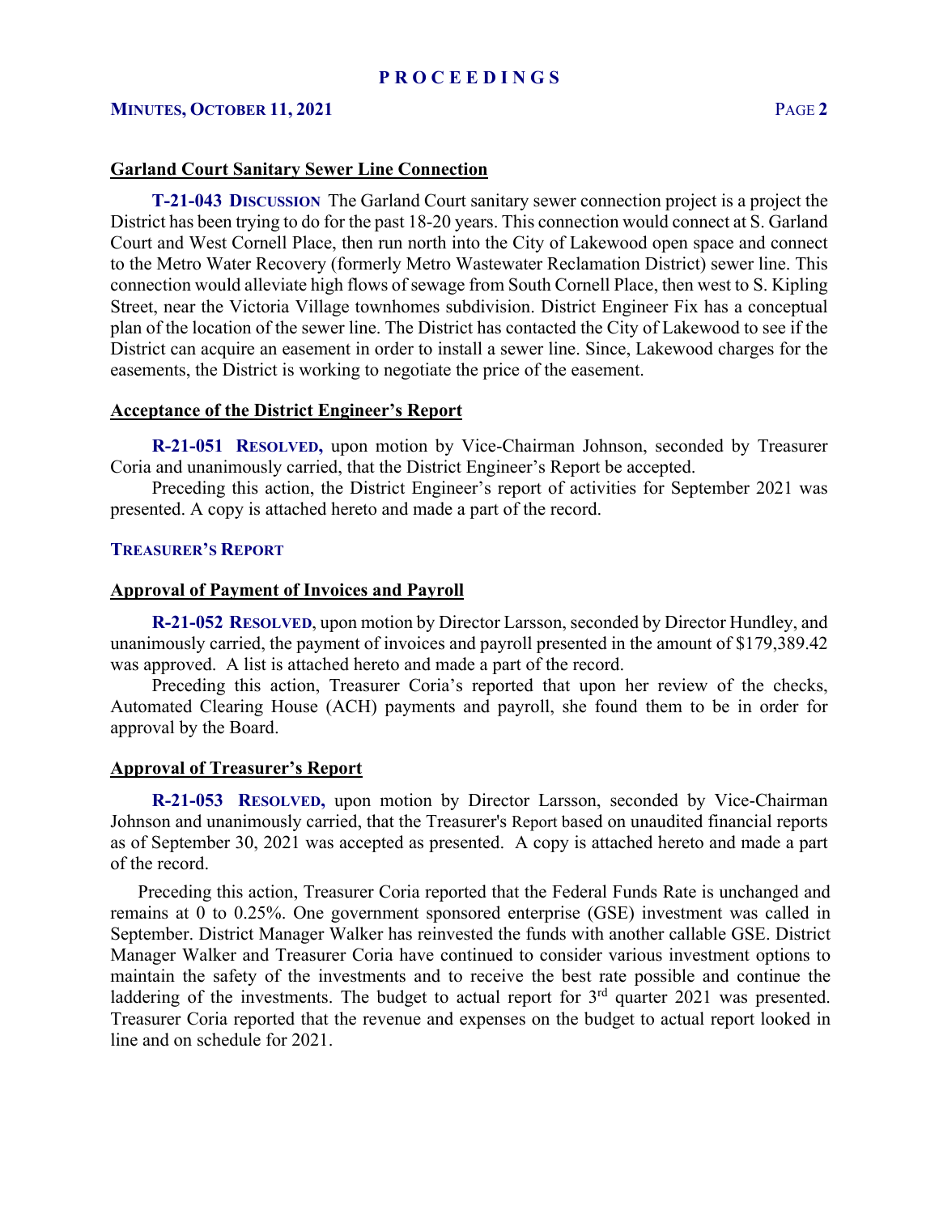### Garland Court Sanitary Sewer Line Connection

**T-21-043 DISCUSSION** The Garland Court sanitary sewer connection project is a project the District has been trying to do for the past 18-20 years. This connection would connect at S. Garland Court and West Cornell Place, then run north into the City of Lakewood open space and connect to the Metro Water Recovery (formerly Metro Wastewater Reclamation District) sewer line. This connection would alleviate high flows of sewage from South Cornell Place, then west to S. Kipling Street, near the Victoria Village townhomes subdivision. District Engineer Fix has a conceptual plan of the location of the sewer line. The District has contacted the City of Lakewood to see if the District can acquire an easement in order to install a sewer line. Since, Lakewood charges for the easements, the District is working to negotiate the price of the easement.

### Acceptance of the District Engineer's Report

**R-21-051 RESOLVED,** upon motion by Vice-Chairman Johnson, seconded by Treasurer Coria and unanimously carried, that the District Engineer's Report be accepted.

Preceding this action, the District Engineer's report of activities for September 2021 was presented. A copy is attached hereto and made a part of the record.

## TREASURER'S REPORT

### Approval of Payment of Invoices and Payroll

**R-21-052 RESOLVED**, upon motion by Director Larsson, seconded by Director Hundley, and unanimously carried, the payment of invoices and payroll presented in the amount of $179,389.42 was approved. A list is attached hereto and made a part of the record.

Preceding this action, Treasurer Coria's reported that upon her review of the checks, Automated Clearing House (ACH) payments and payroll, she found them to be in order for approval by the Board.

### Approval of Treasurer's Report

**R-21-053 RESOLVED,** upon motion by Director Larsson, seconded by Vice-Chairman Johnson and unanimously carried, that the Treasurer's Report based on unaudited financial reports as of September 30, 2021 was accepted as presented. A copy is attached hereto and made a part of the record.

Preceding this action, Treasurer Coria reported that the Federal Funds Rate is unchanged and remains at 0 to 0.25%. One government sponsored enterprise (GSE) investment was called in September. District Manager Walker has reinvested the funds with another callable GSE. District Manager Walker and Treasurer Coria have continued to consider various investment options to maintain the safety of the investments and to receive the best rate possible and continue the laddering of the investments. The budget to actual report for 3rd quarter 2021 was presented. Treasurer Coria reported that the revenue and expenses on the budget to actual report looked in line and on schedule for 2021.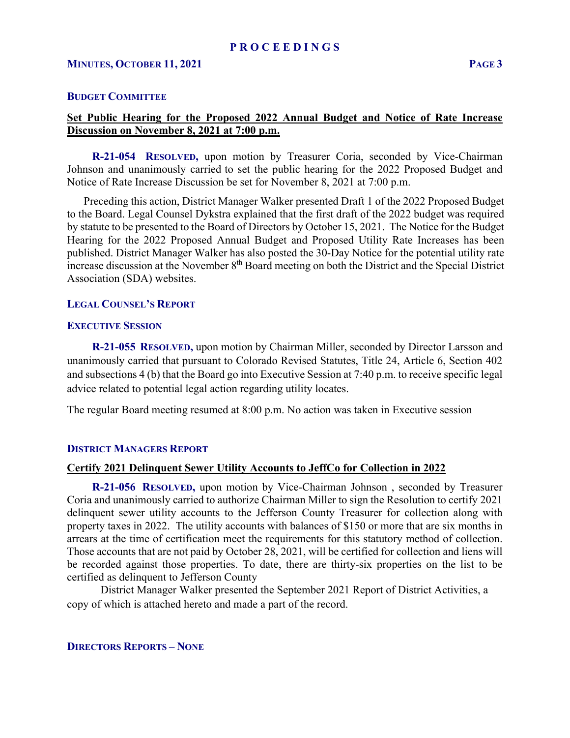**BUDGET COMMITTEE**

**Set Public Hearing for the Proposed 2022 Annual Budget and Notice of Rate Increase Discussion on November 8, 2021 at 7:00 p.m.**

**R-21-054 RESOLVED,** upon motion by Treasurer Coria, seconded by Vice-Chairman Johnson and unanimously carried to set the public hearing for the 2022 Proposed Budget and Notice of Rate Increase Discussion be set for November 8, 2021 at 7:00 p.m.

Preceding this action, District Manager Walker presented Draft 1 of the 2022 Proposed Budget to the Board. Legal Counsel Dykstra explained that the first draft of the 2022 budget was required by statute to be presented to the Board of Directors by October 15, 2021. The Notice for the Budget Hearing for the 2022 Proposed Annual Budget and Proposed Utility Rate Increases has been published. District Manager Walker has also posted the 30-Day Notice for the potential utility rate increase discussion at the November 8th Board meeting on both the District and the Special District Association (SDA) websites.

**LEGAL COUNSEL'S REPORT**

**EXECUTIVE SESSION**

**R-21-055 RESOLVED,** upon motion by Chairman Miller, seconded by Director Larsson and unanimously carried that pursuant to Colorado Revised Statutes, Title 24, Article 6, Section 402 and subsections 4 (b) that the Board go into Executive Session at 7:40 p.m. to receive specific legal advice related to potential legal action regarding utility locates.

The regular Board meeting resumed at 8:00 p.m. No action was taken in Executive session

**DISTRICT MANAGERS REPORT**

**Certify 2021 Delinquent Sewer Utility Accounts to JeffCo for Collection in 2022**

**R-21-056 RESOLVED,** upon motion by Vice-Chairman Johnson , seconded by Treasurer Coria and unanimously carried to authorize Chairman Miller to sign the Resolution to certify 2021 delinquent sewer utility accounts to the Jefferson County Treasurer for collection along with property taxes in 2022. The utility accounts with balances of $150 or more that are six months in arrears at the time of certification meet the requirements for this statutory method of collection. Those accounts that are not paid by October 28, 2021, will be certified for collection and liens will be recorded against those properties. To date, there are thirty-six properties on the list to be certified as delinquent to Jefferson County

District Manager Walker presented the September 2021 Report of District Activities, a copy of which is attached hereto and made a part of the record.

**DIRECTORS REPORTS – NONE**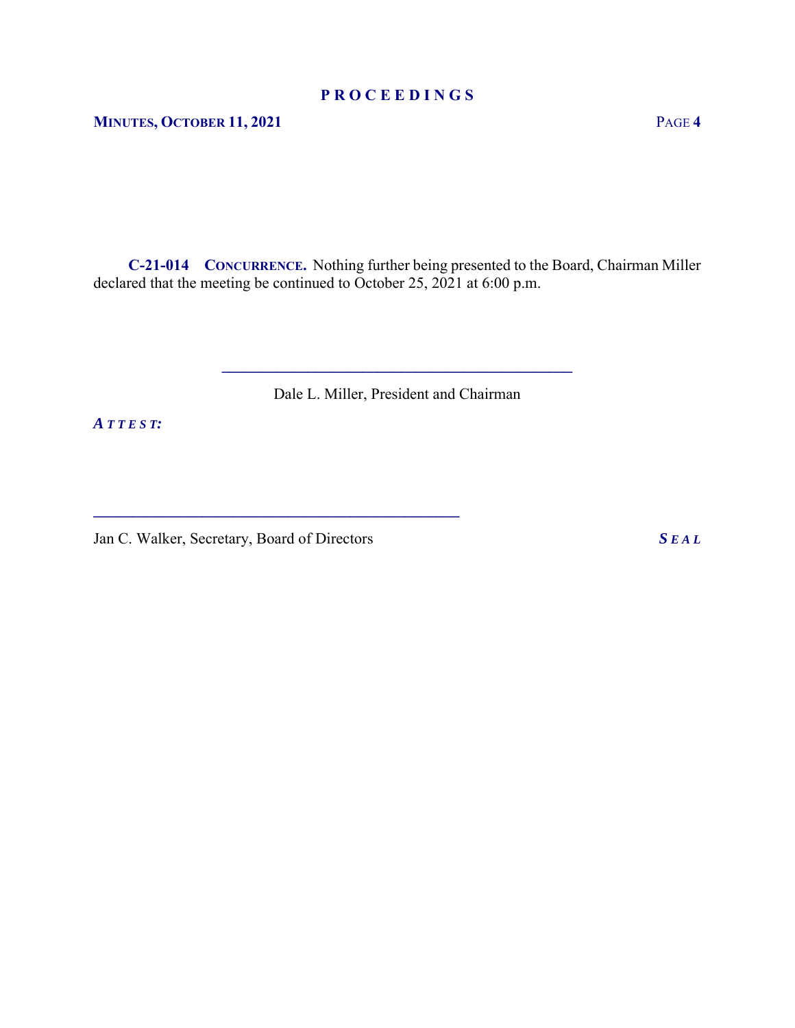**C-21-014 CONCURRENCE.** Nothing further being presented to the Board, Chairman Miller declared that the meeting be continued to October 25, 2021 at 6:00 p.m.

\_\_\_\_\_\_\_\_\_\_\_\_\_\_\_\_\_\_\_\_\_\_\_\_\_\_\_\_\_\_\_\_\_\_\_\_\_\_\_\_\_\_\_\_

Dale L. Miller, President and Chairman

***ATTEST:***

\_\_\_\_\_\_\_\_\_\_\_\_\_\_\_\_\_\_\_\_\_\_\_\_\_\_\_\_\_\_\_\_\_\_\_\_\_\_\_\_\_\_\_\_

Jan C. Walker, Secretary, Board of Directors

***SEAL***